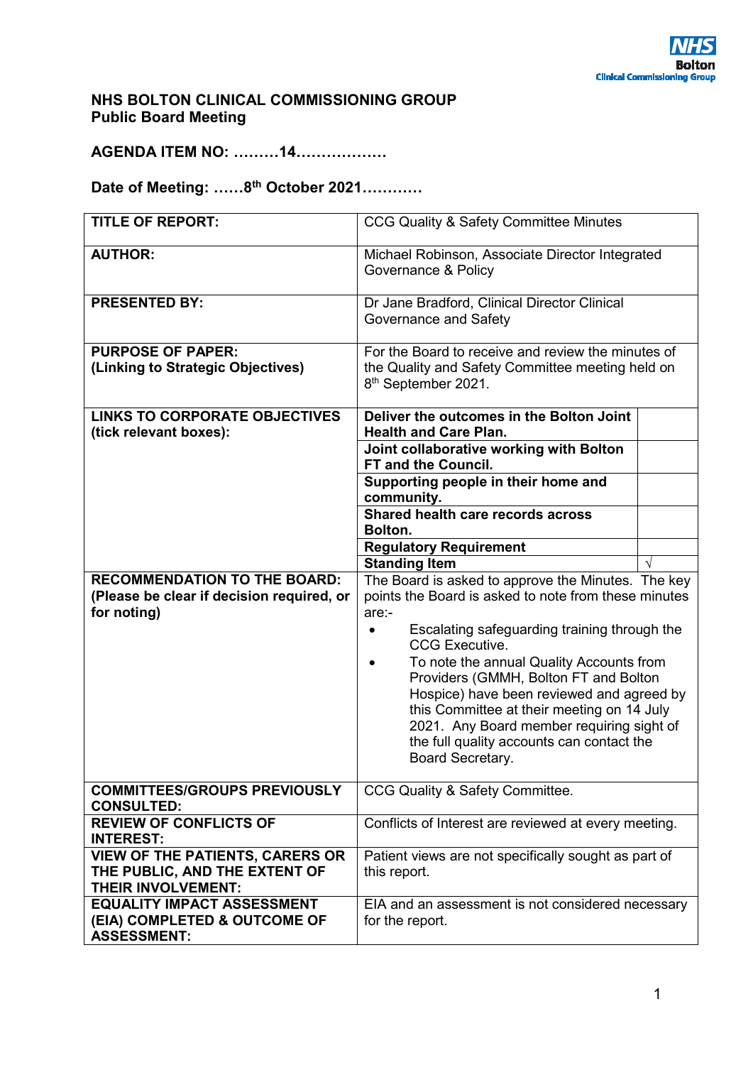NHS Bolton Clinical Commissioning Group

**NHS BOLTON CLINICAL COMMISSIONING GROUP**
**Public Board Meeting**

**AGENDA ITEM NO: ………14………………**

**Date of Meeting: ……8th October 2021…………**

| | | |
|---|---|---|
| **TITLE OF REPORT:** | CCG Quality & Safety Committee Minutes | |
| **AUTHOR:** | Michael Robinson, Associate Director Integrated Governance & Policy | |
| **PRESENTED BY:** | Dr Jane Bradford, Clinical Director Clinical Governance and Safety | |
| **PURPOSE OF PAPER: (Linking to Strategic Objectives)** | For the Board to receive and review the minutes of the Quality and Safety Committee meeting held on 8th September 2021. | |
| **LINKS TO CORPORATE OBJECTIVES (tick relevant boxes):** | **Deliver the outcomes in the Bolton Joint Health and Care Plan.** | |
| | **Joint collaborative working with Bolton FT and the Council.** | |
| | **Supporting people in their home and community.** | |
| | **Shared health care records across Bolton.** | |
| | **Regulatory Requirement** | |
| | **Standing Item** | √ |
| **RECOMMENDATION TO THE BOARD: (Please be clear if decision required, or for noting)** | The Board is asked to approve the Minutes. The key points the Board is asked to note from these minutes are:-<br>• Escalating safeguarding training through the CCG Executive.<br>• To note the annual Quality Accounts from Providers (GMMH, Bolton FT and Bolton Hospice) have been reviewed and agreed by this Committee at their meeting on 14 July 2021. Any Board member requiring sight of the full quality accounts can contact the Board Secretary. | |
| **COMMITTEES/GROUPS PREVIOUSLY CONSULTED:** | CCG Quality & Safety Committee. | |
| **REVIEW OF CONFLICTS OF INTEREST:** | Conflicts of Interest are reviewed at every meeting. | |
| **VIEW OF THE PATIENTS, CARERS OR THE PUBLIC, AND THE EXTENT OF THEIR INVOLVEMENT:** | Patient views are not specifically sought as part of this report. | |
| **EQUALITY IMPACT ASSESSMENT (EIA) COMPLETED & OUTCOME OF ASSESSMENT:** | EIA and an assessment is not considered necessary for the report. | |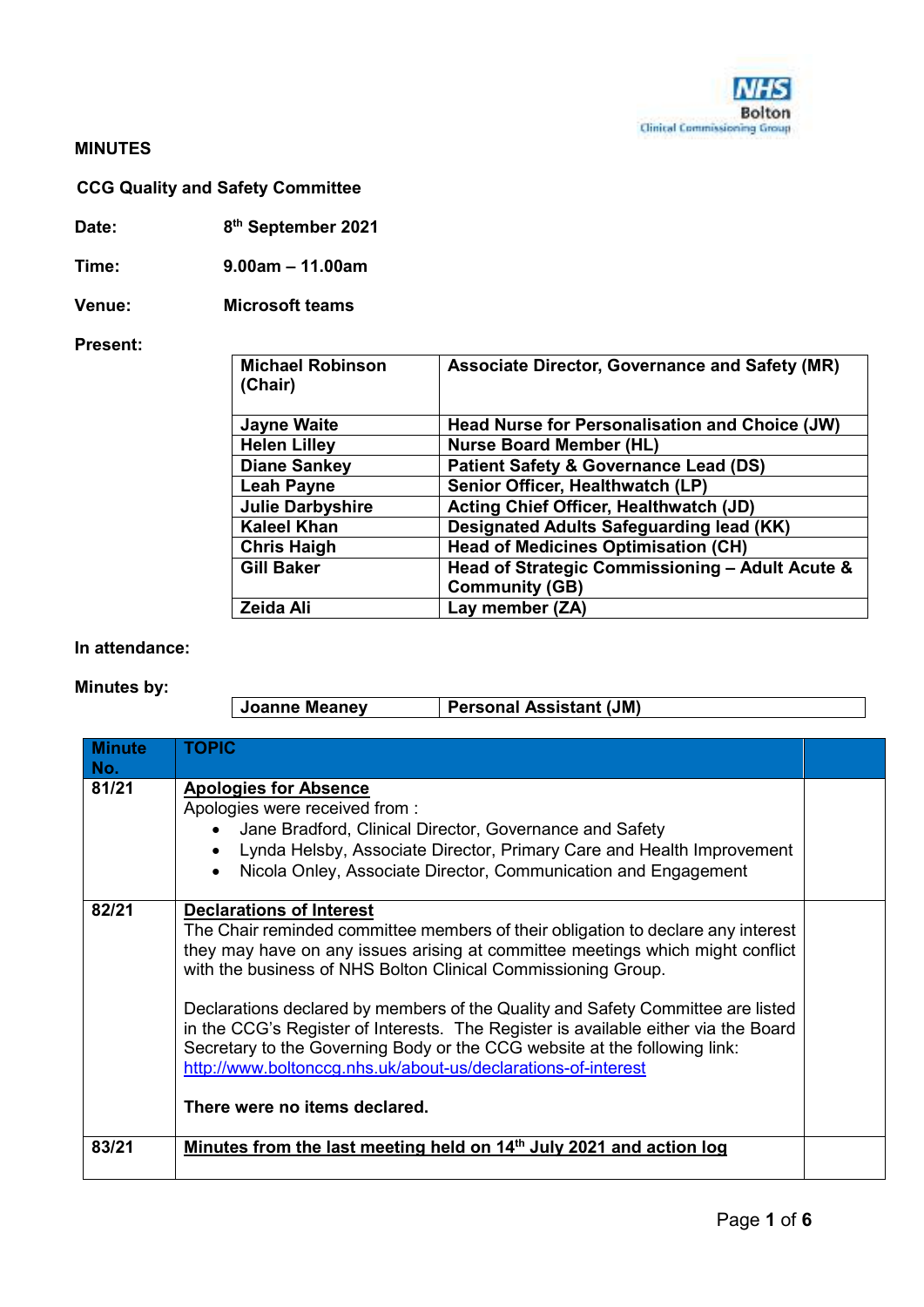**MINUTES**

**CCG Quality and Safety Committee**

**Date:** 8th September 2021

**Time:** 9.00am – 11.00am

**Venue:** Microsoft teams

**Present:**

| | |
|---|---|
| **Michael Robinson (Chair)** | **Associate Director, Governance and Safety (MR)** |
| **Jayne Waite** | **Head Nurse for Personalisation and Choice (JW)** |
| **Helen Lilley** | **Nurse Board Member (HL)** |
| **Diane Sankey** | **Patient Safety & Governance Lead (DS)** |
| **Leah Payne** | **Senior Officer, Healthwatch (LP)** |
| **Julie Darbyshire** | **Acting Chief Officer, Healthwatch (JD)** |
| **Kaleel Khan** | **Designated Adults Safeguarding lead (KK)** |
| **Chris Haigh** | **Head of Medicines Optimisation (CH)** |
| **Gill Baker** | **Head of Strategic Commissioning – Adult Acute & Community (GB)** |
| **Zeida Ali** | **Lay member (ZA)** |

**In attendance:**

**Minutes by:**

| | |
|---|---|
| **Joanne Meaney** | **Personal Assistant (JM)** |

| Minute No. | TOPIC | |
|---|---|---|
| **81/21** | **Apologies for Absence**<br>Apologies were received from :<br>• Jane Bradford, Clinical Director, Governance and Safety<br>• Lynda Helsby, Associate Director, Primary Care and Health Improvement<br>• Nicola Onley, Associate Director, Communication and Engagement | |
| **82/21** | **Declarations of Interest**<br>The Chair reminded committee members of their obligation to declare any interest they may have on any issues arising at committee meetings which might conflict with the business of NHS Bolton Clinical Commissioning Group.<br><br>Declarations declared by members of the Quality and Safety Committee are listed in the CCG's Register of Interests. The Register is available either via the Board Secretary to the Governing Body or the CCG website at the following link: http://www.boltonccg.nhs.uk/about-us/declarations-of-interest<br><br>**There were no items declared.** | |
| **83/21** | **Minutes from the last meeting held on 14th July 2021 and action log** | |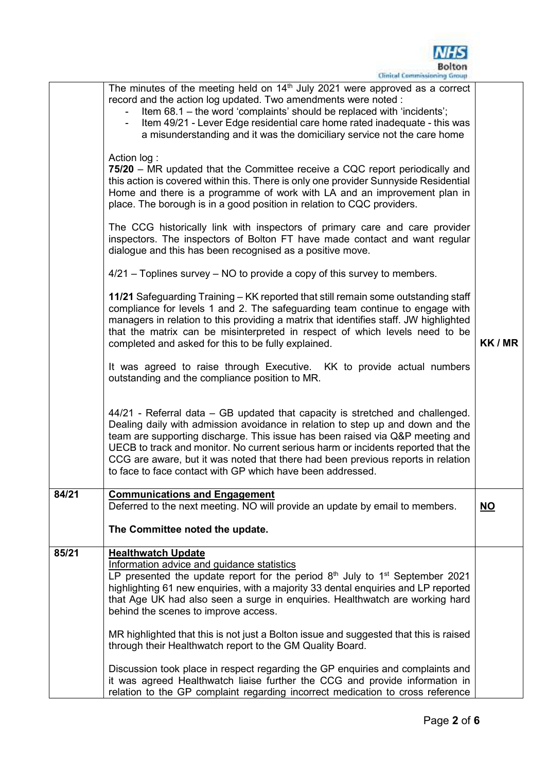| | | |
|---|---|---|
| | The minutes of the meeting held on 14th July 2021 were approved as a correct record and the action log updated. Two amendments were noted :<br>- Item 68.1 – the word 'complaints' should be replaced with 'incidents';<br>- Item 49/21 - Lever Edge residential care home rated inadequate - this was a misunderstanding and it was the domiciliary service not the care home<br><br>Action log :<br>**75/20** – MR updated that the Committee receive a CQC report periodically and this action is covered within this. There is only one provider Sunnyside Residential Home and there is a programme of work with LA and an improvement plan in place. The borough is in a good position in relation to CQC providers.<br><br>The CCG historically link with inspectors of primary care and care provider inspectors. The inspectors of Bolton FT have made contact and want regular dialogue and this has been recognised as a positive move.<br><br>4/21 – Toplines survey – NO to provide a copy of this survey to members.<br><br>**11/21** Safeguarding Training – KK reported that still remain some outstanding staff compliance for levels 1 and 2. The safeguarding team continue to engage with managers in relation to this providing a matrix that identifies staff. JW highlighted that the matrix can be misinterpreted in respect of which levels need to be completed and asked for this to be fully explained.<br><br>It was agreed to raise through Executive. KK to provide actual numbers outstanding and the compliance position to MR.<br><br>44/21 - Referral data – GB updated that capacity is stretched and challenged. Dealing daily with admission avoidance in relation to step up and down and the team are supporting discharge. This issue has been raised via Q&P meeting and UECB to track and monitor. No current serious harm or incidents reported that the CCG are aware, but it was noted that there had been previous reports in relation to face to face contact with GP which have been addressed. | **KK / MR** |
| **84/21** | **Communications and Engagement**<br>Deferred to the next meeting. NO will provide an update by email to members.<br><br>**The Committee noted the update.** | **NO** |
| **85/21** | **Healthwatch Update**<br>Information advice and guidance statistics<br>LP presented the update report for the period 8th July to 1st September 2021 highlighting 61 new enquiries, with a majority 33 dental enquiries and LP reported that Age UK had also seen a surge in enquiries. Healthwatch are working hard behind the scenes to improve access.<br><br>MR highlighted that this is not just a Bolton issue and suggested that this is raised through their Healthwatch report to the GM Quality Board.<br><br>Discussion took place in respect regarding the GP enquiries and complaints and it was agreed Healthwatch liaise further the CCG and provide information in relation to the GP complaint regarding incorrect medication to cross reference | |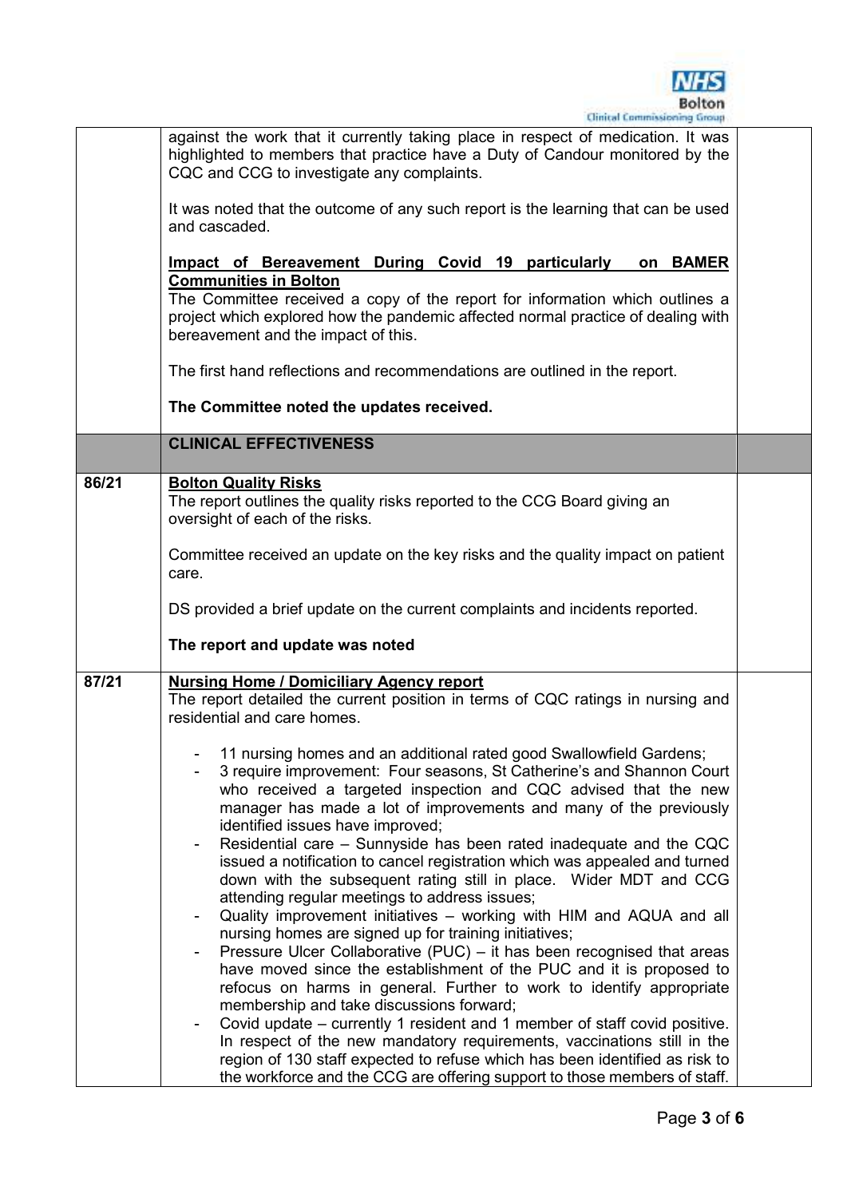| | | |
|---|---|---|
| | against the work that it currently taking place in respect of medication. It was highlighted to members that practice have a Duty of Candour monitored by the CQC and CCG to investigate any complaints.<br><br>It was noted that the outcome of any such report is the learning that can be used and cascaded.<br><br>**Impact of Bereavement During Covid 19 particularly on BAMER Communities in Bolton**<br>The Committee received a copy of the report for information which outlines a project which explored how the pandemic affected normal practice of dealing with bereavement and the impact of this.<br><br>The first hand reflections and recommendations are outlined in the report.<br><br>**The Committee noted the updates received.** | |
| | **CLINICAL EFFECTIVENESS** | |
| 86/21 | **Bolton Quality Risks**<br>The report outlines the quality risks reported to the CCG Board giving an oversight of each of the risks.<br><br>Committee received an update on the key risks and the quality impact on patient care.<br><br>DS provided a brief update on the current complaints and incidents reported.<br><br>**The report and update was noted** | |
| 87/21 | **Nursing Home / Domiciliary Agency report**<br>The report detailed the current position in terms of CQC ratings in nursing and residential and care homes.<br><br>- 11 nursing homes and an additional rated good Swallowfield Gardens;<br>- 3 require improvement: Four seasons, St Catherine's and Shannon Court who received a targeted inspection and CQC advised that the new manager has made a lot of improvements and many of the previously identified issues have improved;<br>- Residential care – Sunnyside has been rated inadequate and the CQC issued a notification to cancel registration which was appealed and turned down with the subsequent rating still in place. Wider MDT and CCG attending regular meetings to address issues;<br>- Quality improvement initiatives – working with HIM and AQUA and all nursing homes are signed up for training initiatives;<br>- Pressure Ulcer Collaborative (PUC) – it has been recognised that areas have moved since the establishment of the PUC and it is proposed to refocus on harms in general. Further to work to identify appropriate membership and take discussions forward;<br>- Covid update – currently 1 resident and 1 member of staff covid positive. In respect of the new mandatory requirements, vaccinations still in the region of 130 staff expected to refuse which has been identified as risk to the workforce and the CCG are offering support to those members of staff. | |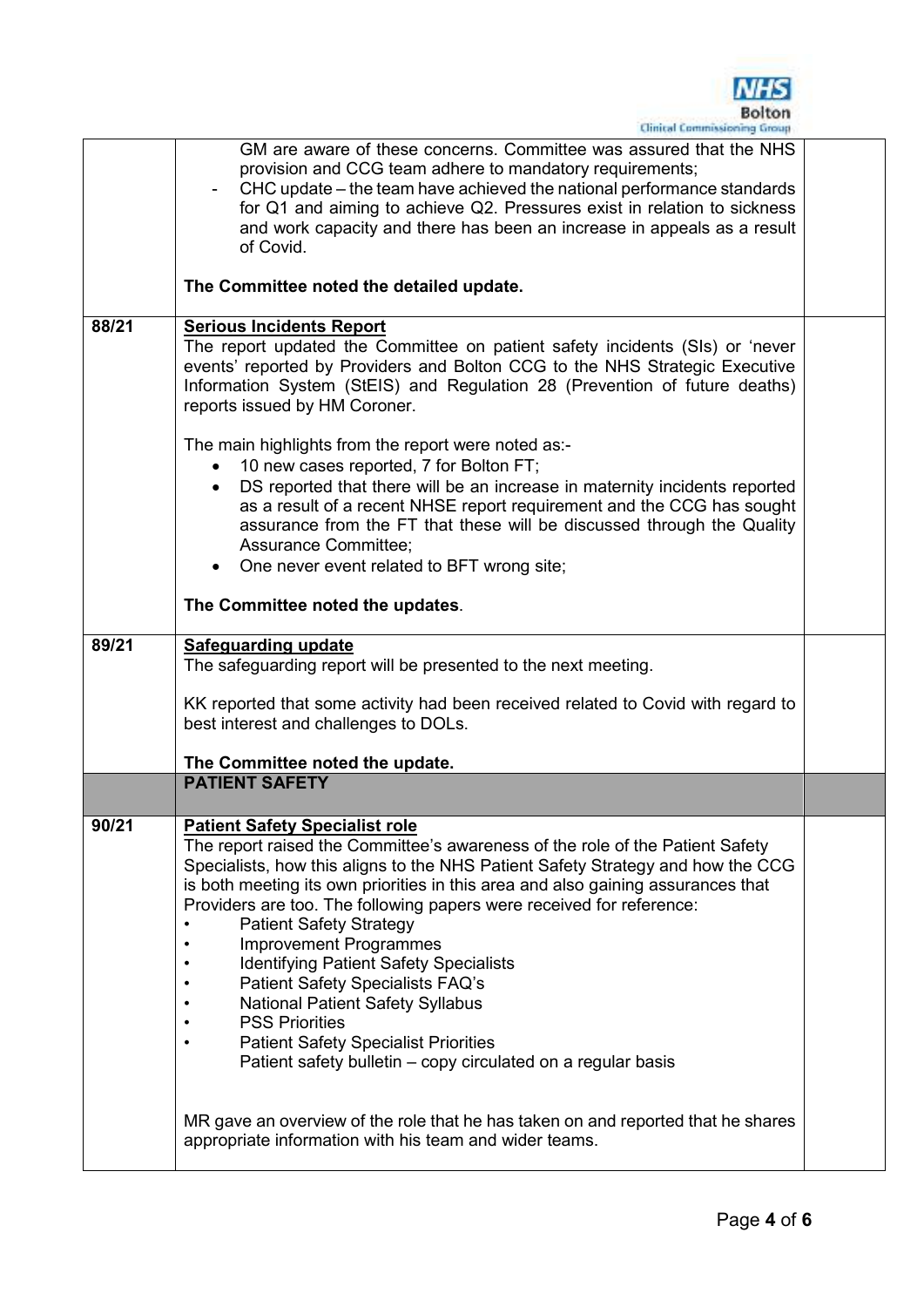| | | |
|---|---|---|
| | GM are aware of these concerns. Committee was assured that the NHS provision and CCG team adhere to mandatory requirements;<br>- CHC update – the team have achieved the national performance standards for Q1 and aiming to achieve Q2. Pressures exist in relation to sickness and work capacity and there has been an increase in appeals as a result of Covid.<br><br>**The Committee noted the detailed update.** | |
| **88/21** | **<u>Serious Incidents Report</u>**<br>The report updated the Committee on patient safety incidents (SIs) or 'never events' reported by Providers and Bolton CCG to the NHS Strategic Executive Information System (StEIS) and Regulation 28 (Prevention of future deaths) reports issued by HM Coroner.<br><br>The main highlights from the report were noted as:-<br>• 10 new cases reported, 7 for Bolton FT;<br>• DS reported that there will be an increase in maternity incidents reported as a result of a recent NHSE report requirement and the CCG has sought assurance from the FT that these will be discussed through the Quality Assurance Committee;<br>• One never event related to BFT wrong site;<br><br>**The Committee noted the updates**. | |
| **89/21** | **<u>Safeguarding update</u>**<br>The safeguarding report will be presented to the next meeting.<br><br>KK reported that some activity had been received related to Covid with regard to best interest and challenges to DOLs.<br><br>**The Committee noted the update.** | |
| | **PATIENT SAFETY** | |
| **90/21** | **<u>Patient Safety Specialist role</u>**<br>The report raised the Committee's awareness of the role of the Patient Safety Specialists, how this aligns to the NHS Patient Safety Strategy and how the CCG is both meeting its own priorities in this area and also gaining assurances that Providers are too. The following papers were received for reference:<br>• Patient Safety Strategy<br>• Improvement Programmes<br>• Identifying Patient Safety Specialists<br>• Patient Safety Specialists FAQ's<br>• National Patient Safety Syllabus<br>• PSS Priorities<br>• Patient Safety Specialist Priorities<br>Patient safety bulletin – copy circulated on a regular basis<br><br>MR gave an overview of the role that he has taken on and reported that he shares appropriate information with his team and wider teams. | |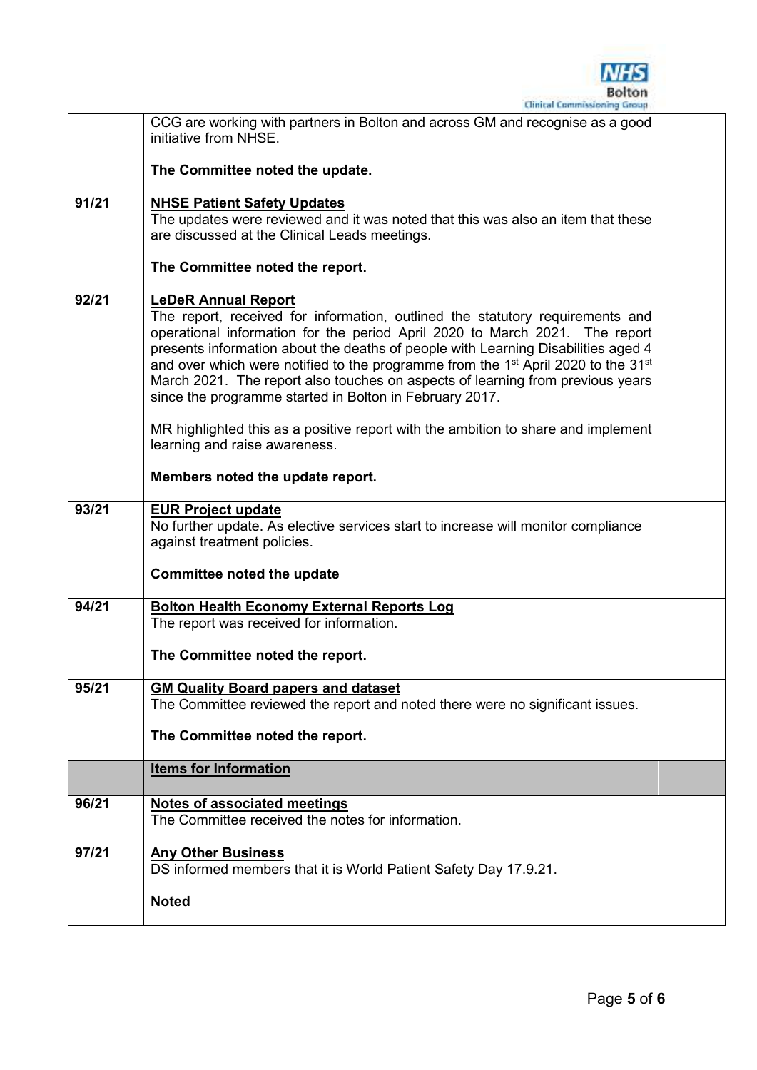| | | |
|---|---|---|
| | CCG are working with partners in Bolton and across GM and recognise as a good initiative from NHSE.<br><br>**The Committee noted the update.** | |
| **91/21** | **NHSE Patient Safety Updates**<br>The updates were reviewed and it was noted that this was also an item that these are discussed at the Clinical Leads meetings.<br><br>**The Committee noted the report.** | |
| **92/21** | **LeDeR Annual Report**<br>The report, received for information, outlined the statutory requirements and operational information for the period April 2020 to March 2021. The report presents information about the deaths of people with Learning Disabilities aged 4 and over which were notified to the programme from the 1st April 2020 to the 31st March 2021. The report also touches on aspects of learning from previous years since the programme started in Bolton in February 2017.<br><br>MR highlighted this as a positive report with the ambition to share and implement learning and raise awareness.<br><br>**Members noted the update report.** | |
| **93/21** | **EUR Project update**<br>No further update. As elective services start to increase will monitor compliance against treatment policies.<br><br>**Committee noted the update** | |
| **94/21** | **Bolton Health Economy External Reports Log**<br>The report was received for information.<br><br>**The Committee noted the report.** | |
| **95/21** | **GM Quality Board papers and dataset**<br>The Committee reviewed the report and noted there were no significant issues.<br><br>**The Committee noted the report.** | |
| | **Items for Information** | |
| **96/21** | **Notes of associated meetings**<br>The Committee received the notes for information. | |
| **97/21** | **Any Other Business**<br>DS informed members that it is World Patient Safety Day 17.9.21.<br><br>**Noted** | |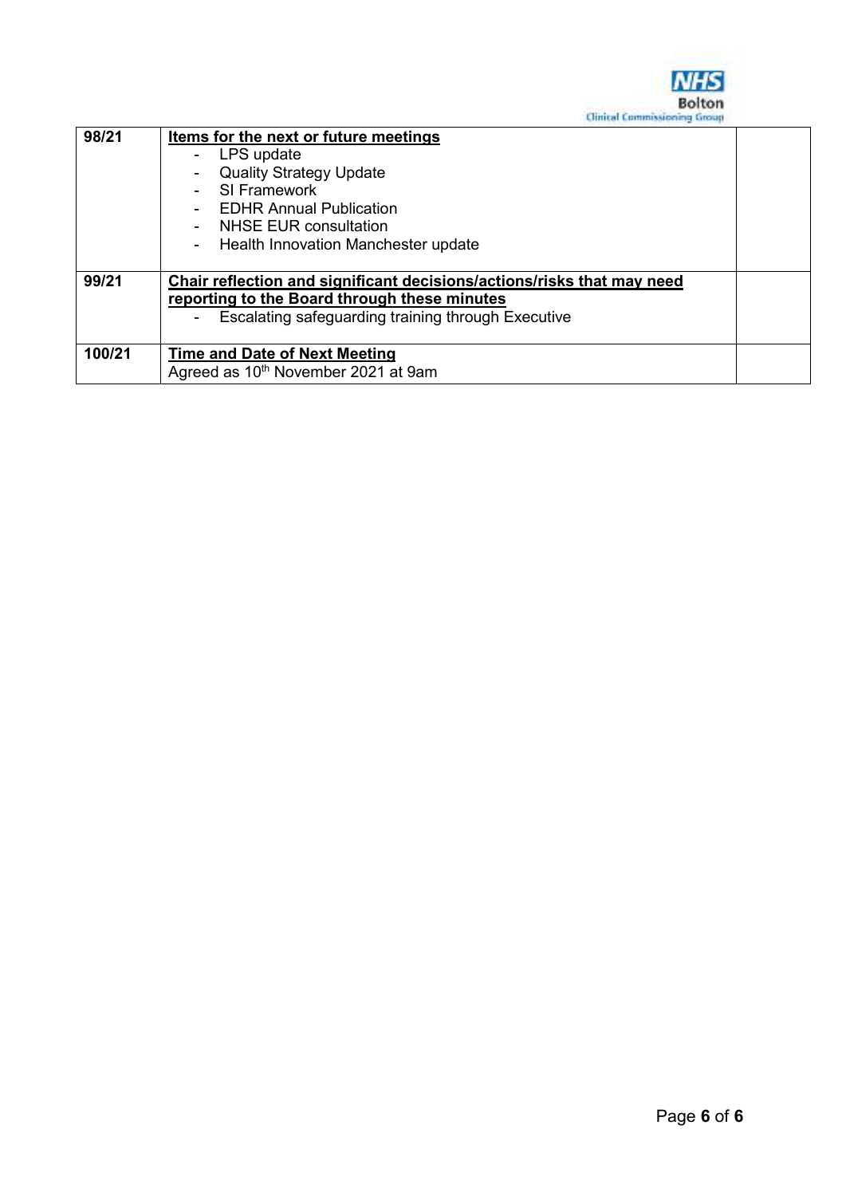| | | |
|---|---|---|
| **98/21** | **<u>Items for the next or future meetings</u>**<br>- LPS update<br>- Quality Strategy Update<br>- SI Framework<br>- EDHR Annual Publication<br>- NHSE EUR consultation<br>- Health Innovation Manchester update | |
| **99/21** | **<u>Chair reflection and significant decisions/actions/risks that may need reporting to the Board through these minutes</u>**<br>- Escalating safeguarding training through Executive | |
| **100/21** | **<u>Time and Date of Next Meeting</u>**<br>Agreed as 10th November 2021 at 9am | |